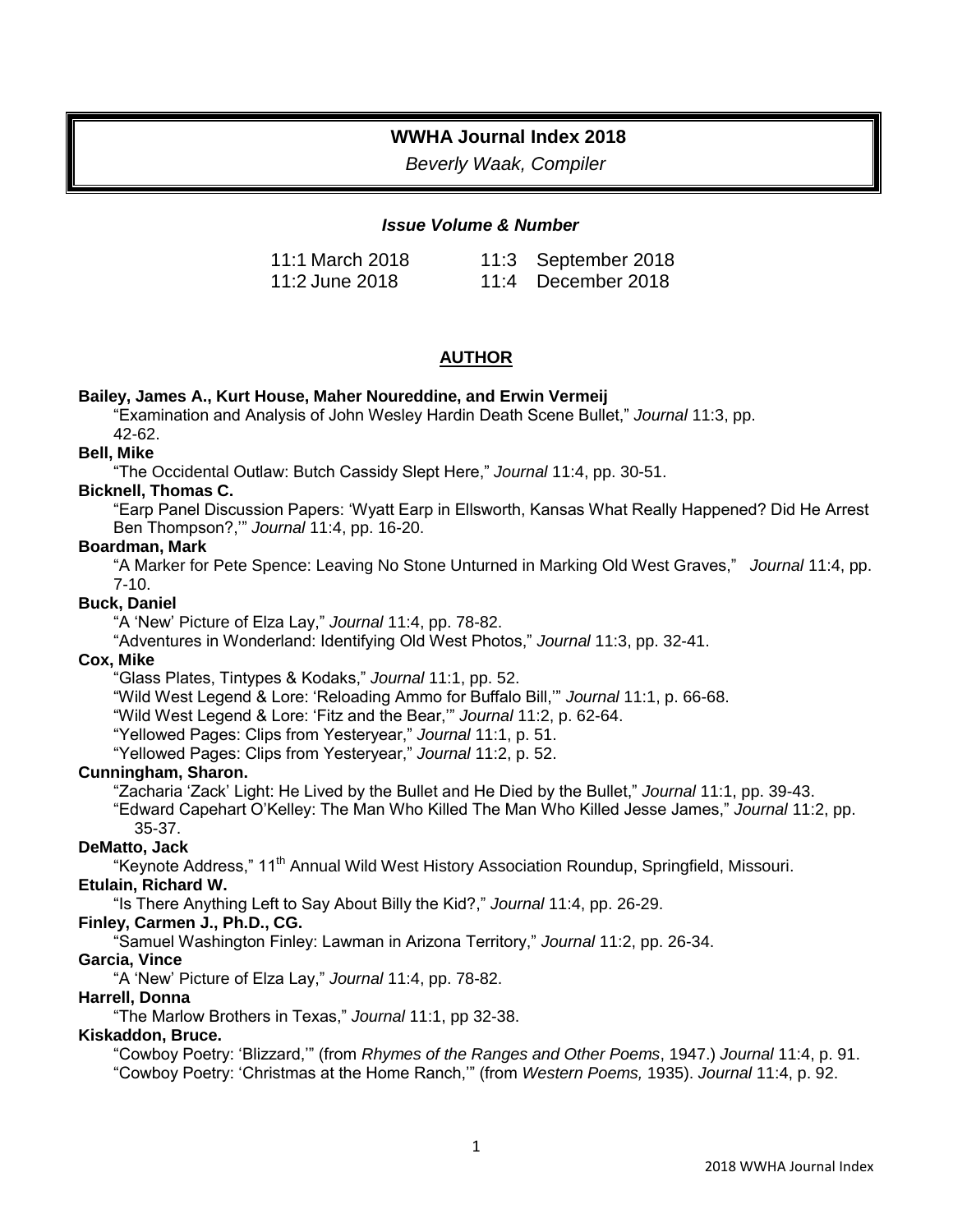# WWHA Journal Index 2018

*Beverly Waak, Compiler*

***Issue Volume & Number***

| | |
|---|---|
| 11:1 March 2018 | 11:3 September 2018 |
| 11:2 June 2018 | 11:4 December 2018 |

## AUTHOR

**Bailey, James A., Kurt House, Maher Noureddine, and Erwin Vermeij**

"Examination and Analysis of John Wesley Hardin Death Scene Bullet," *Journal* 11:3, pp. 42-62.

**Bell, Mike**

"The Occidental Outlaw: Butch Cassidy Slept Here," *Journal* 11:4, pp. 30-51.

**Bicknell, Thomas C.**

"Earp Panel Discussion Papers: 'Wyatt Earp in Ellsworth, Kansas What Really Happened? Did He Arrest Ben Thompson?,'" *Journal* 11:4, pp. 16-20.

**Boardman, Mark**

"A Marker for Pete Spence: Leaving No Stone Unturned in Marking Old West Graves," *Journal* 11:4, pp. 7-10.

**Buck, Daniel**

"A 'New' Picture of Elza Lay," *Journal* 11:4, pp. 78-82.

"Adventures in Wonderland: Identifying Old West Photos," *Journal* 11:3, pp. 32-41.

**Cox, Mike**

"Glass Plates, Tintypes & Kodaks," *Journal* 11:1, pp. 52.

"Wild West Legend & Lore: 'Reloading Ammo for Buffalo Bill,'" *Journal* 11:1, p. 66-68.

"Wild West Legend & Lore: 'Fitz and the Bear,'" *Journal* 11:2, p. 62-64.

"Yellowed Pages: Clips from Yesteryear," *Journal* 11:1, p. 51.

"Yellowed Pages: Clips from Yesteryear," *Journal* 11:2, p. 52.

**Cunningham, Sharon.**

"Zacharia 'Zack' Light: He Lived by the Bullet and He Died by the Bullet," *Journal* 11:1, pp. 39-43.

"Edward Capehart O'Kelley: The Man Who Killed The Man Who Killed Jesse James," *Journal* 11:2, pp. 35-37.

**DeMatto, Jack**

"Keynote Address," 11th Annual Wild West History Association Roundup, Springfield, Missouri.

**Etulain, Richard W.**

"Is There Anything Left to Say About Billy the Kid?," *Journal* 11:4, pp. 26-29.

**Finley, Carmen J., Ph.D., CG.**

"Samuel Washington Finley: Lawman in Arizona Territory," *Journal* 11:2, pp. 26-34.

**Garcia, Vince**

"A 'New' Picture of Elza Lay," *Journal* 11:4, pp. 78-82.

**Harrell, Donna**

"The Marlow Brothers in Texas," *Journal* 11:1, pp 32-38.

**Kiskaddon, Bruce.**

"Cowboy Poetry: 'Blizzard,'" (from *Rhymes of the Ranges and Other Poems*, 1947.) *Journal* 11:4, p. 91.

"Cowboy Poetry: 'Christmas at the Home Ranch,'" (from *Western Poems,* 1935). *Journal* 11:4, p. 92.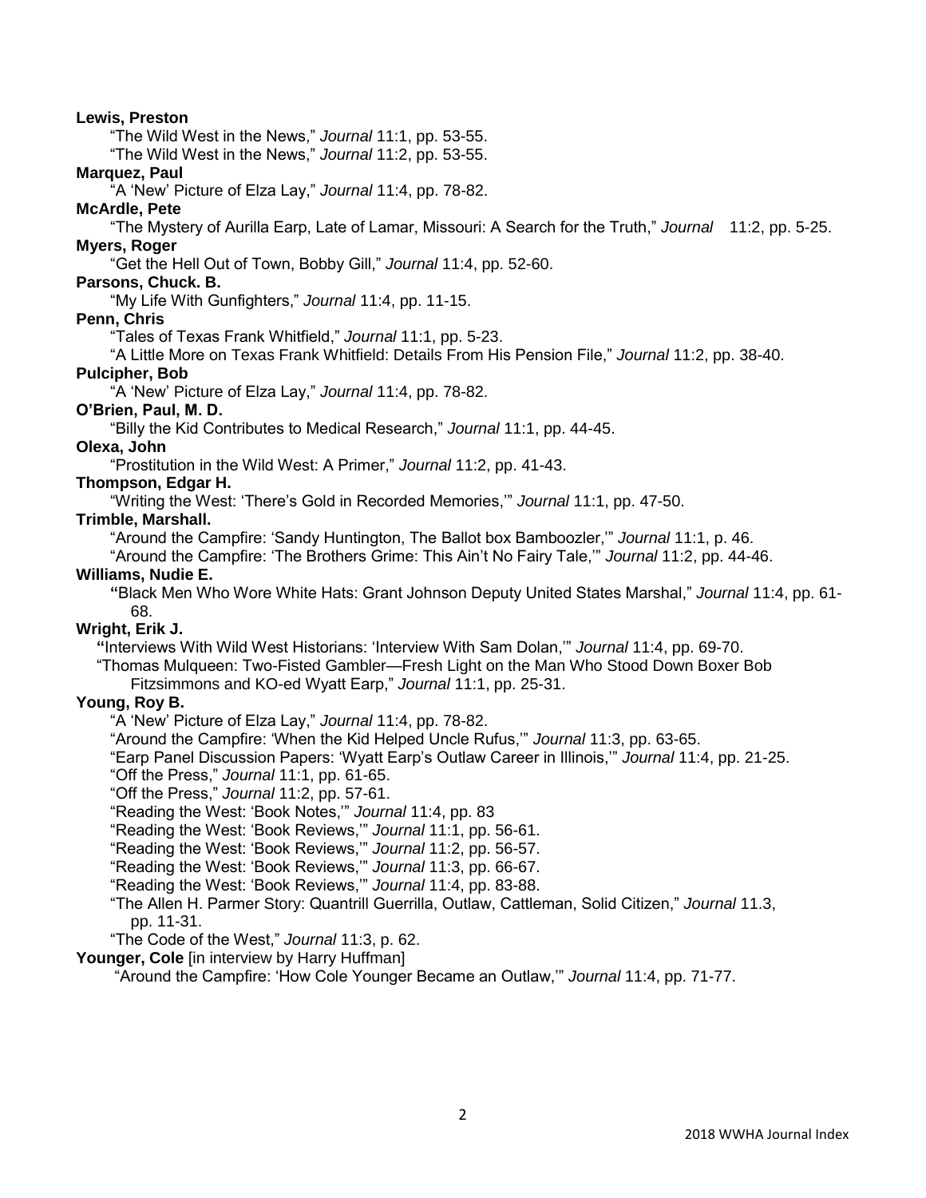**Lewis, Preston**

"The Wild West in the News," *Journal* 11:1, pp. 53-55.

"The Wild West in the News," *Journal* 11:2, pp. 53-55.

**Marquez, Paul**

"A 'New' Picture of Elza Lay," *Journal* 11:4, pp. 78-82.

**McArdle, Pete**

"The Mystery of Aurilla Earp, Late of Lamar, Missouri: A Search for the Truth," *Journal* 11:2, pp. 5-25.

**Myers, Roger**

"Get the Hell Out of Town, Bobby Gill," *Journal* 11:4, pp. 52-60.

**Parsons, Chuck. B.**

"My Life With Gunfighters," *Journal* 11:4, pp. 11-15.

**Penn, Chris**

"Tales of Texas Frank Whitfield," *Journal* 11:1, pp. 5-23.

"A Little More on Texas Frank Whitfield: Details From His Pension File," *Journal* 11:2, pp. 38-40.

**Pulcipher, Bob**

"A 'New' Picture of Elza Lay," *Journal* 11:4, pp. 78-82.

**O'Brien, Paul, M. D.**

"Billy the Kid Contributes to Medical Research," *Journal* 11:1, pp. 44-45.

**Olexa, John**

"Prostitution in the Wild West: A Primer," *Journal* 11:2, pp. 41-43.

**Thompson, Edgar H.**

"Writing the West: 'There's Gold in Recorded Memories,'" *Journal* 11:1, pp. 47-50.

**Trimble, Marshall.**

"Around the Campfire: 'Sandy Huntington, The Ballot box Bamboozler,'" *Journal* 11:1, p. 46.

"Around the Campfire: 'The Brothers Grime: This Ain't No Fairy Tale,'" *Journal* 11:2, pp. 44-46.

**Williams, Nudie E.**

"Black Men Who Wore White Hats: Grant Johnson Deputy United States Marshal," *Journal* 11:4, pp. 61-68.

**Wright, Erik J.**

"Interviews With Wild West Historians: 'Interview With Sam Dolan,'" *Journal* 11:4, pp. 69-70.

"Thomas Mulqueen: Two-Fisted Gambler—Fresh Light on the Man Who Stood Down Boxer Bob Fitzsimmons and KO-ed Wyatt Earp," *Journal* 11:1, pp. 25-31.

**Young, Roy B.**

"A 'New' Picture of Elza Lay," *Journal* 11:4, pp. 78-82.

"Around the Campfire: 'When the Kid Helped Uncle Rufus,'" *Journal* 11:3, pp. 63-65.

"Earp Panel Discussion Papers: 'Wyatt Earp's Outlaw Career in Illinois,'" *Journal* 11:4, pp. 21-25.

"Off the Press," *Journal* 11:1, pp. 61-65.

"Off the Press," *Journal* 11:2, pp. 57-61.

"Reading the West: 'Book Notes,'" *Journal* 11:4, pp. 83

"Reading the West: 'Book Reviews,'" *Journal* 11:1, pp. 56-61.

"Reading the West: 'Book Reviews,'" *Journal* 11:2, pp. 56-57.

"Reading the West: 'Book Reviews,'" *Journal* 11:3, pp. 66-67.

"Reading the West: 'Book Reviews,'" *Journal* 11:4, pp. 83-88.

"The Allen H. Parmer Story: Quantrill Guerrilla, Outlaw, Cattleman, Solid Citizen," *Journal* 11.3, pp. 11-31.

"The Code of the West," *Journal* 11:3, p. 62.

**Younger, Cole** [in interview by Harry Huffman]

"Around the Campfire: 'How Cole Younger Became an Outlaw,'" *Journal* 11:4, pp. 71-77.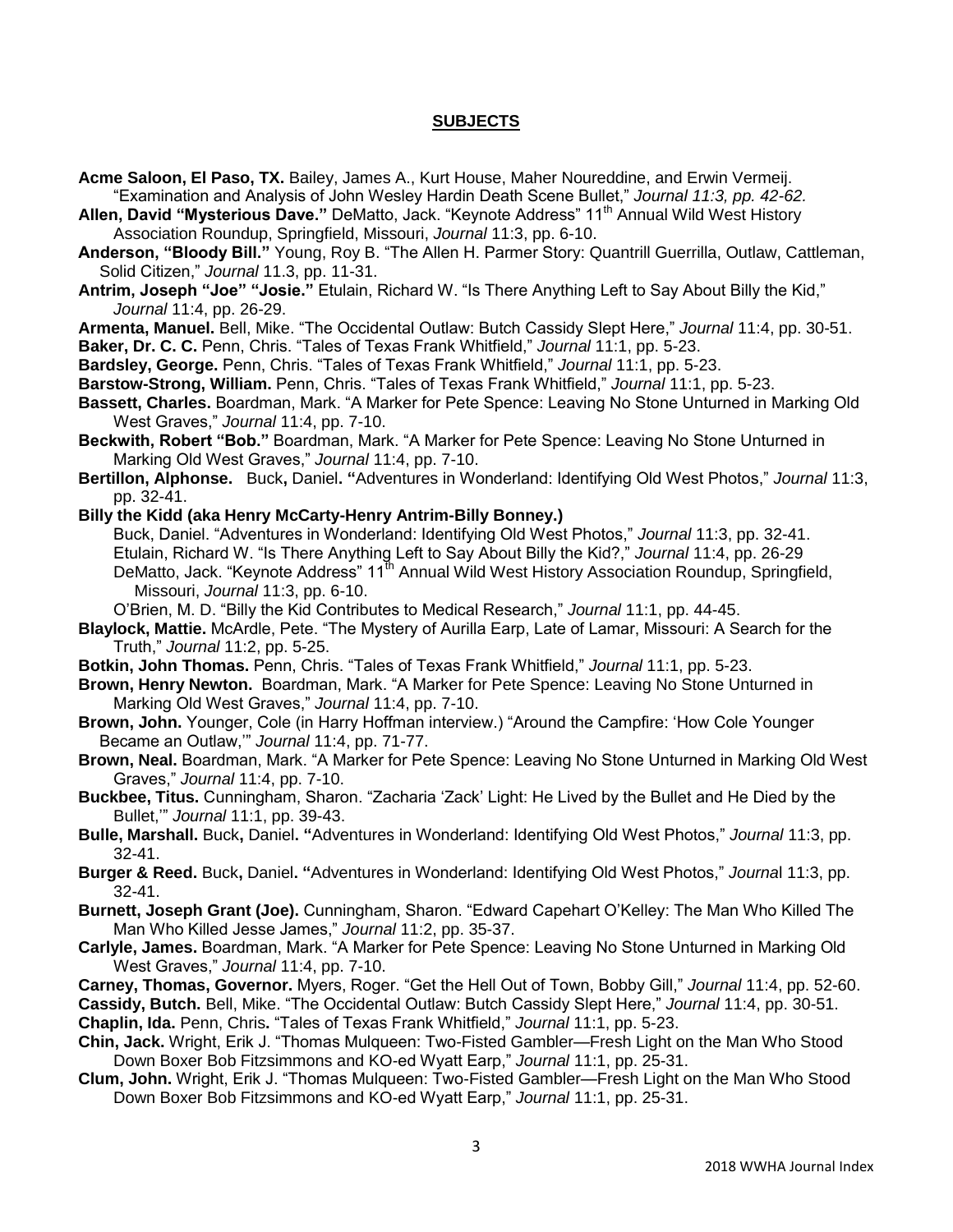## SUBJECTS

**Acme Saloon, El Paso, TX.** Bailey, James A., Kurt House, Maher Noureddine, and Erwin Vermeij. "Examination and Analysis of John Wesley Hardin Death Scene Bullet," *Journal 11:3, pp. 42-62.*

**Allen, David "Mysterious Dave."** DeMatto, Jack. "Keynote Address" 11th Annual Wild West History Association Roundup, Springfield, Missouri, *Journal* 11:3, pp. 6-10.

**Anderson, "Bloody Bill."** Young, Roy B. "The Allen H. Parmer Story: Quantrill Guerrilla, Outlaw, Cattleman, Solid Citizen," *Journal* 11.3, pp. 11-31.

**Antrim, Joseph "Joe" "Josie."** Etulain, Richard W. "Is There Anything Left to Say About Billy the Kid," *Journal* 11:4, pp. 26-29.

**Armenta, Manuel.** Bell, Mike. "The Occidental Outlaw: Butch Cassidy Slept Here," *Journal* 11:4, pp. 30-51.

**Baker, Dr. C. C.** Penn, Chris. "Tales of Texas Frank Whitfield," *Journal* 11:1, pp. 5-23.

**Bardsley, George.** Penn, Chris. "Tales of Texas Frank Whitfield," *Journal* 11:1, pp. 5-23.

**Barstow-Strong, William.** Penn, Chris. "Tales of Texas Frank Whitfield," *Journal* 11:1, pp. 5-23.

**Bassett, Charles.** Boardman, Mark. "A Marker for Pete Spence: Leaving No Stone Unturned in Marking Old West Graves," *Journal* 11:4, pp. 7-10.

**Beckwith, Robert "Bob."** Boardman, Mark. "A Marker for Pete Spence: Leaving No Stone Unturned in Marking Old West Graves," *Journal* 11:4, pp. 7-10.

**Bertillon, Alphonse.** Buck**,** Daniel**. "**Adventures in Wonderland: Identifying Old West Photos," *Journal* 11:3, pp. 32-41.

**Billy the Kidd (aka Henry McCarty-Henry Antrim-Billy Bonney.)**

Buck, Daniel. "Adventures in Wonderland: Identifying Old West Photos," *Journal* 11:3, pp. 32-41.
Etulain, Richard W. "Is There Anything Left to Say About Billy the Kid?," *Journal* 11:4, pp. 26-29
DeMatto, Jack. "Keynote Address" 11th Annual Wild West History Association Roundup, Springfield, Missouri, *Journal* 11:3, pp. 6-10.
O'Brien, M. D. "Billy the Kid Contributes to Medical Research," *Journal* 11:1, pp. 44-45.

**Blaylock, Mattie.** McArdle, Pete. "The Mystery of Aurilla Earp, Late of Lamar, Missouri: A Search for the Truth," *Journal* 11:2, pp. 5-25.

**Botkin, John Thomas.** Penn, Chris. "Tales of Texas Frank Whitfield," *Journal* 11:1, pp. 5-23.

**Brown, Henry Newton.** Boardman, Mark. "A Marker for Pete Spence: Leaving No Stone Unturned in Marking Old West Graves," *Journal* 11:4, pp. 7-10.

**Brown, John.** Younger, Cole (in Harry Hoffman interview.) "Around the Campfire: 'How Cole Younger Became an Outlaw,'" *Journal* 11:4, pp. 71-77.

**Brown, Neal.** Boardman, Mark. "A Marker for Pete Spence: Leaving No Stone Unturned in Marking Old West Graves," *Journal* 11:4, pp. 7-10.

**Buckbee, Titus.** Cunningham, Sharon. "Zacharia 'Zack' Light: He Lived by the Bullet and He Died by the Bullet,'" *Journal* 11:1, pp. 39-43.

**Bulle, Marshall.** Buck**,** Daniel**. "**Adventures in Wonderland: Identifying Old West Photos," *Journal* 11:3, pp. 32-41.

**Burger & Reed.** Buck**,** Daniel**. "**Adventures in Wonderland: Identifying Old West Photos," *Journal* 11:3, pp. 32-41.

**Burnett, Joseph Grant (Joe).** Cunningham, Sharon. "Edward Capehart O'Kelley: The Man Who Killed The Man Who Killed Jesse James," *Journal* 11:2, pp. 35-37.

**Carlyle, James.** Boardman, Mark. "A Marker for Pete Spence: Leaving No Stone Unturned in Marking Old West Graves," *Journal* 11:4, pp. 7-10.

**Carney, Thomas, Governor.** Myers, Roger. "Get the Hell Out of Town, Bobby Gill," *Journal* 11:4, pp. 52-60.

**Cassidy, Butch.** Bell, Mike. "The Occidental Outlaw: Butch Cassidy Slept Here," *Journal* 11:4, pp. 30-51.

**Chaplin, Ida.** Penn, Chris**.** "Tales of Texas Frank Whitfield," *Journal* 11:1, pp. 5-23.

**Chin, Jack.** Wright, Erik J. "Thomas Mulqueen: Two-Fisted Gambler—Fresh Light on the Man Who Stood Down Boxer Bob Fitzsimmons and KO-ed Wyatt Earp," *Journal* 11:1, pp. 25-31.

**Clum, John.** Wright, Erik J. "Thomas Mulqueen: Two-Fisted Gambler—Fresh Light on the Man Who Stood Down Boxer Bob Fitzsimmons and KO-ed Wyatt Earp," *Journal* 11:1, pp. 25-31.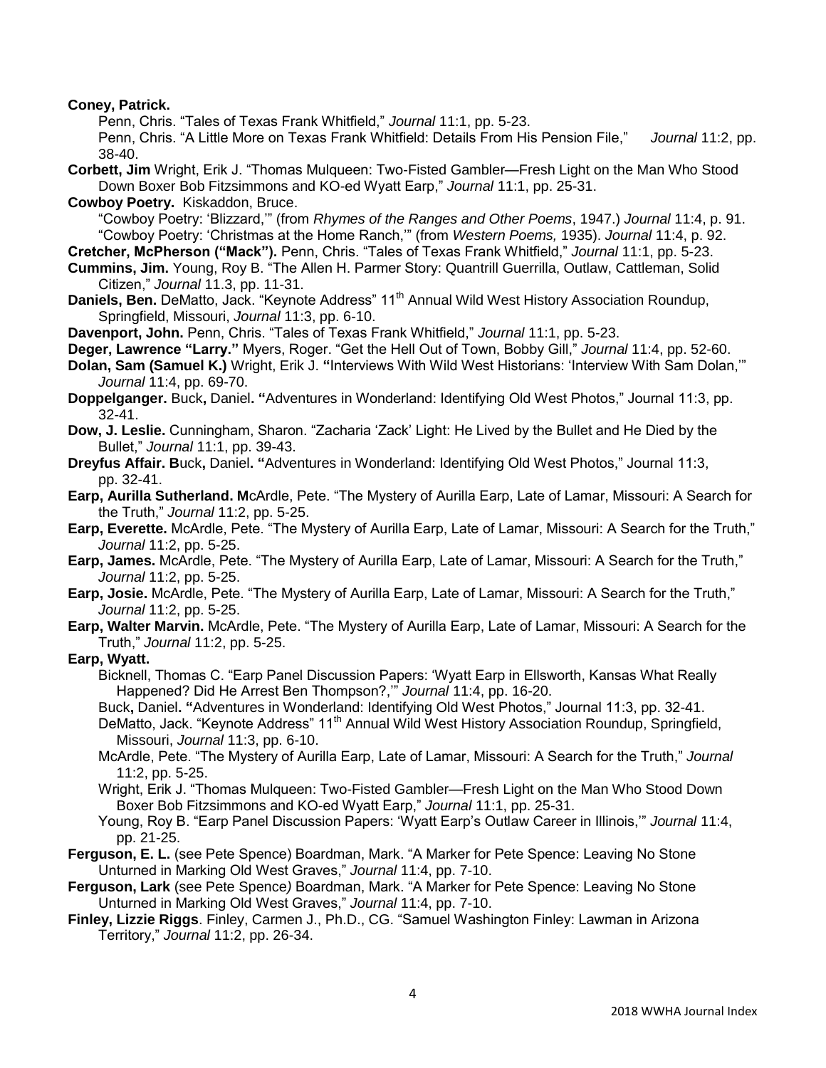**Coney, Patrick.**

Penn, Chris. “Tales of Texas Frank Whitfield,” *Journal* 11:1, pp. 5-23.

Penn, Chris. “A Little More on Texas Frank Whitfield: Details From His Pension File,” *Journal* 11:2, pp. 38-40.

**Corbett, Jim** Wright, Erik J. “Thomas Mulqueen: Two-Fisted Gambler—Fresh Light on the Man Who Stood Down Boxer Bob Fitzsimmons and KO-ed Wyatt Earp,” *Journal* 11:1, pp. 25-31.

**Cowboy Poetry.** Kiskaddon, Bruce.

“Cowboy Poetry: ‘Blizzard,’” (from *Rhymes of the Ranges and Other Poems*, 1947.) *Journal* 11:4, p. 91.

“Cowboy Poetry: ‘Christmas at the Home Ranch,’” (from *Western Poems,* 1935). *Journal* 11:4, p. 92.

**Cretcher, McPherson (“Mack”).** Penn, Chris. “Tales of Texas Frank Whitfield,” *Journal* 11:1, pp. 5-23.

**Cummins, Jim.** Young, Roy B. “The Allen H. Parmer Story: Quantrill Guerrilla, Outlaw, Cattleman, Solid Citizen,” *Journal* 11.3, pp. 11-31.

**Daniels, Ben.** DeMatto, Jack. “Keynote Address” 11th Annual Wild West History Association Roundup, Springfield, Missouri, *Journal* 11:3, pp. 6-10.

**Davenport, John.** Penn, Chris. “Tales of Texas Frank Whitfield,” *Journal* 11:1, pp. 5-23.

**Deger, Lawrence “Larry.”** Myers, Roger. “Get the Hell Out of Town, Bobby Gill,” *Journal* 11:4, pp. 52-60.

**Dolan, Sam (Samuel K.)** Wright, Erik J. **“**Interviews With Wild West Historians: ‘Interview With Sam Dolan,’” *Journal* 11:4, pp. 69-70.

**Doppelganger.** Buck**,** Daniel**. “**Adventures in Wonderland: Identifying Old West Photos,” Journal 11:3, pp. 32-41.

**Dow, J. Leslie.** Cunningham, Sharon. “Zacharia ‘Zack’ Light: He Lived by the Bullet and He Died by the Bullet,” *Journal* 11:1, pp. 39-43.

**Dreyfus Affair. B**uck**,** Daniel**. “**Adventures in Wonderland: Identifying Old West Photos,” Journal 11:3, pp. 32-41.

**Earp, Aurilla Sutherland. M**cArdle, Pete. “The Mystery of Aurilla Earp, Late of Lamar, Missouri: A Search for the Truth,” *Journal* 11:2, pp. 5-25.

**Earp, Everette.** McArdle, Pete. “The Mystery of Aurilla Earp, Late of Lamar, Missouri: A Search for the Truth,” *Journal* 11:2, pp. 5-25.

**Earp, James.** McArdle, Pete. “The Mystery of Aurilla Earp, Late of Lamar, Missouri: A Search for the Truth,” *Journal* 11:2, pp. 5-25.

**Earp, Josie.** McArdle, Pete. “The Mystery of Aurilla Earp, Late of Lamar, Missouri: A Search for the Truth,” *Journal* 11:2, pp. 5-25.

**Earp, Walter Marvin.** McArdle, Pete. “The Mystery of Aurilla Earp, Late of Lamar, Missouri: A Search for the Truth,” *Journal* 11:2, pp. 5-25.

**Earp, Wyatt.**

Bicknell, Thomas C. “Earp Panel Discussion Papers: ‘Wyatt Earp in Ellsworth, Kansas What Really Happened? Did He Arrest Ben Thompson?,’” *Journal* 11:4, pp. 16-20.

Buck**,** Daniel**. “**Adventures in Wonderland: Identifying Old West Photos,” Journal 11:3, pp. 32-41.

DeMatto, Jack. “Keynote Address” 11th Annual Wild West History Association Roundup, Springfield, Missouri, *Journal* 11:3, pp. 6-10.

McArdle, Pete. “The Mystery of Aurilla Earp, Late of Lamar, Missouri: A Search for the Truth,” *Journal* 11:2, pp. 5-25.

Wright, Erik J. “Thomas Mulqueen: Two-Fisted Gambler—Fresh Light on the Man Who Stood Down Boxer Bob Fitzsimmons and KO-ed Wyatt Earp,” *Journal* 11:1, pp. 25-31.

Young, Roy B. “Earp Panel Discussion Papers: ‘Wyatt Earp’s Outlaw Career in Illinois,’” *Journal* 11:4, pp. 21-25.

**Ferguson, E. L.** (see Pete Spence) Boardman, Mark. “A Marker for Pete Spence: Leaving No Stone Unturned in Marking Old West Graves,” *Journal* 11:4, pp. 7-10.

**Ferguson, Lark** (see Pete Spence*)* Boardman, Mark. “A Marker for Pete Spence: Leaving No Stone Unturned in Marking Old West Graves,” *Journal* 11:4, pp. 7-10.

**Finley, Lizzie Riggs**. Finley, Carmen J., Ph.D., CG. “Samuel Washington Finley: Lawman in Arizona Territory,” *Journal* 11:2, pp. 26-34.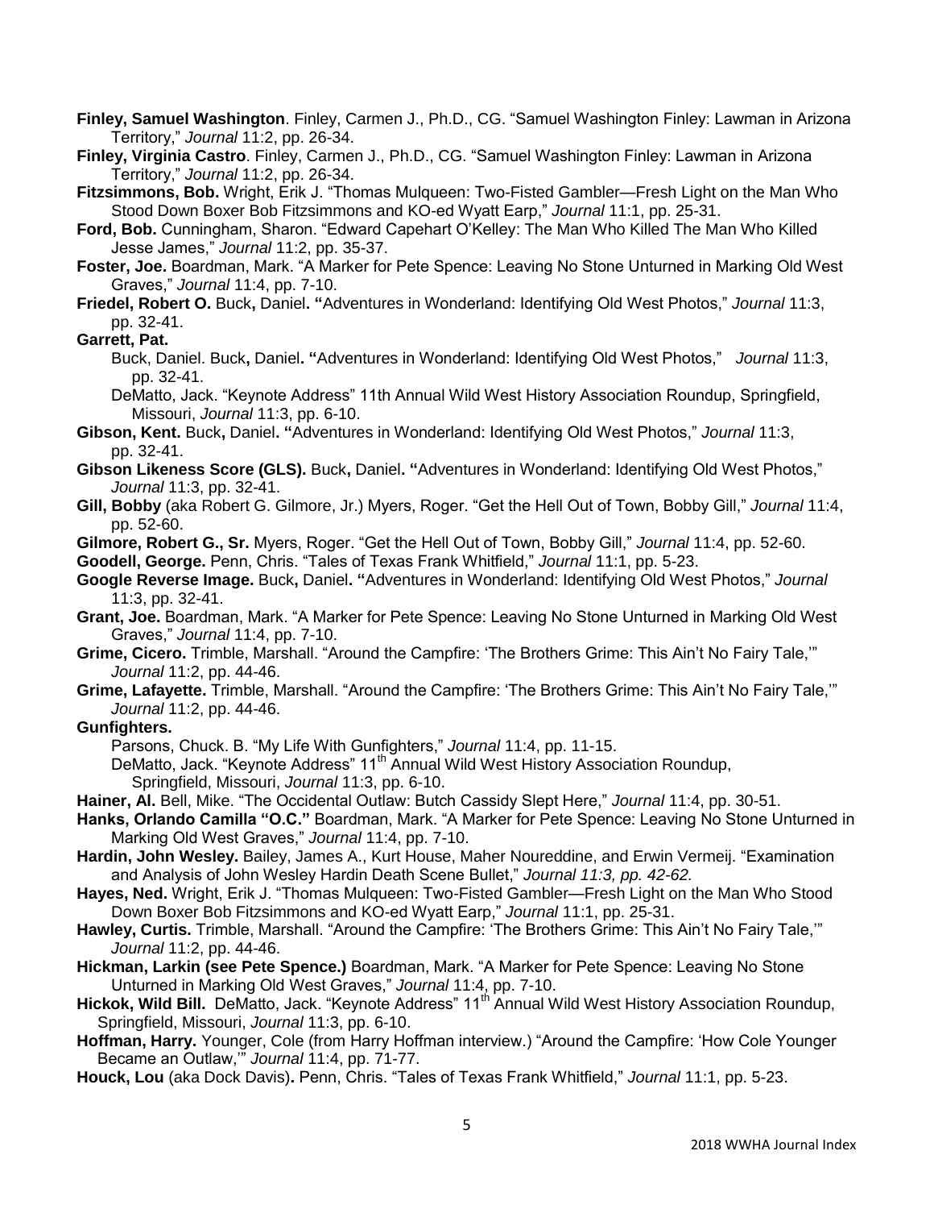**Finley, Samuel Washington**. Finley, Carmen J., Ph.D., CG. "Samuel Washington Finley: Lawman in Arizona Territory," *Journal* 11:2, pp. 26-34.

**Finley, Virginia Castro**. Finley, Carmen J., Ph.D., CG. "Samuel Washington Finley: Lawman in Arizona Territory," *Journal* 11:2, pp. 26-34.

**Fitzsimmons, Bob.** Wright, Erik J. "Thomas Mulqueen: Two-Fisted Gambler—Fresh Light on the Man Who Stood Down Boxer Bob Fitzsimmons and KO-ed Wyatt Earp," *Journal* 11:1, pp. 25-31.

**Ford, Bob.** Cunningham, Sharon. "Edward Capehart O'Kelley: The Man Who Killed The Man Who Killed Jesse James," *Journal* 11:2, pp. 35-37.

**Foster, Joe.** Boardman, Mark. "A Marker for Pete Spence: Leaving No Stone Unturned in Marking Old West Graves," *Journal* 11:4, pp. 7-10.

**Friedel, Robert O.** Buck**,** Daniel**. "**Adventures in Wonderland: Identifying Old West Photos," *Journal* 11:3, pp. 32-41.

**Garrett, Pat.**

Buck, Daniel. Buck**,** Daniel**. "**Adventures in Wonderland: Identifying Old West Photos," *Journal* 11:3, pp. 32-41.

DeMatto, Jack. "Keynote Address" 11th Annual Wild West History Association Roundup, Springfield, Missouri, *Journal* 11:3, pp. 6-10.

**Gibson, Kent.** Buck**,** Daniel**. "**Adventures in Wonderland: Identifying Old West Photos," *Journal* 11:3, pp. 32-41.

**Gibson Likeness Score (GLS).** Buck**,** Daniel**. "**Adventures in Wonderland: Identifying Old West Photos," *Journal* 11:3, pp. 32-41.

**Gill, Bobby** (aka Robert G. Gilmore, Jr.) Myers, Roger. "Get the Hell Out of Town, Bobby Gill," *Journal* 11:4, pp. 52-60.

**Gilmore, Robert G., Sr.** Myers, Roger. "Get the Hell Out of Town, Bobby Gill," *Journal* 11:4, pp. 52-60.

**Goodell, George.** Penn, Chris. "Tales of Texas Frank Whitfield," *Journal* 11:1, pp. 5-23.

**Google Reverse Image.** Buck**,** Daniel**. "**Adventures in Wonderland: Identifying Old West Photos," *Journal* 11:3, pp. 32-41.

**Grant, Joe.** Boardman, Mark. "A Marker for Pete Spence: Leaving No Stone Unturned in Marking Old West Graves," *Journal* 11:4, pp. 7-10.

**Grime, Cicero.** Trimble, Marshall. "Around the Campfire: 'The Brothers Grime: This Ain't No Fairy Tale,'" *Journal* 11:2, pp. 44-46.

**Grime, Lafayette.** Trimble, Marshall. "Around the Campfire: 'The Brothers Grime: This Ain't No Fairy Tale,'" *Journal* 11:2, pp. 44-46.

**Gunfighters.**

Parsons, Chuck. B. "My Life With Gunfighters," *Journal* 11:4, pp. 11-15.

DeMatto, Jack. "Keynote Address" 11th Annual Wild West History Association Roundup, Springfield, Missouri, *Journal* 11:3, pp. 6-10.

**Hainer, Al.** Bell, Mike. "The Occidental Outlaw: Butch Cassidy Slept Here," *Journal* 11:4, pp. 30-51.

**Hanks, Orlando Camilla "O.C."** Boardman, Mark. "A Marker for Pete Spence: Leaving No Stone Unturned in Marking Old West Graves," *Journal* 11:4, pp. 7-10.

**Hardin, John Wesley.** Bailey, James A., Kurt House, Maher Noureddine, and Erwin Vermeij. "Examination and Analysis of John Wesley Hardin Death Scene Bullet," *Journal 11:3, pp. 42-62.*

**Hayes, Ned.** Wright, Erik J. "Thomas Mulqueen: Two-Fisted Gambler—Fresh Light on the Man Who Stood Down Boxer Bob Fitzsimmons and KO-ed Wyatt Earp," *Journal* 11:1, pp. 25-31.

**Hawley, Curtis.** Trimble, Marshall. "Around the Campfire: 'The Brothers Grime: This Ain't No Fairy Tale,'" *Journal* 11:2, pp. 44-46.

**Hickman, Larkin (see Pete Spence.)** Boardman, Mark. "A Marker for Pete Spence: Leaving No Stone Unturned in Marking Old West Graves," *Journal* 11:4, pp. 7-10.

**Hickok, Wild Bill.** DeMatto, Jack. "Keynote Address" 11th Annual Wild West History Association Roundup, Springfield, Missouri, *Journal* 11:3, pp. 6-10.

**Hoffman, Harry.** Younger, Cole (from Harry Hoffman interview.) "Around the Campfire: 'How Cole Younger Became an Outlaw,'" *Journal* 11:4, pp. 71-77.

**Houck, Lou** (aka Dock Davis)**.** Penn, Chris. "Tales of Texas Frank Whitfield," *Journal* 11:1, pp. 5-23.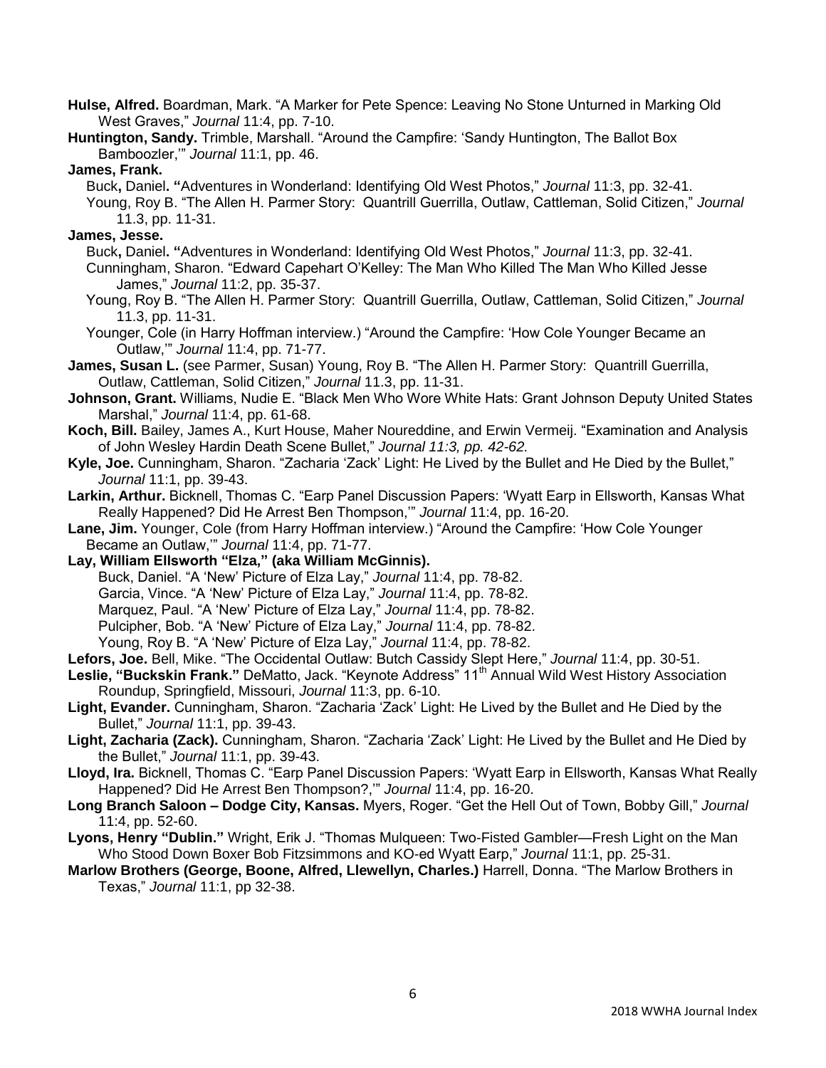**Hulse, Alfred.** Boardman, Mark. “A Marker for Pete Spence: Leaving No Stone Unturned in Marking Old West Graves,” *Journal* 11:4, pp. 7-10.

**Huntington, Sandy.** Trimble, Marshall. “Around the Campfire: ‘Sandy Huntington, The Ballot Box Bamboozler,’” *Journal* 11:1, pp. 46.

**James, Frank.**

Buck**,** Daniel**. “**Adventures in Wonderland: Identifying Old West Photos,” *Journal* 11:3, pp. 32-41.

Young, Roy B. “The Allen H. Parmer Story: Quantrill Guerrilla, Outlaw, Cattleman, Solid Citizen,” *Journal* 11.3, pp. 11-31.

**James, Jesse.**

Buck**,** Daniel**. “**Adventures in Wonderland: Identifying Old West Photos,” *Journal* 11:3, pp. 32-41.

Cunningham, Sharon. “Edward Capehart O’Kelley: The Man Who Killed The Man Who Killed Jesse James,” *Journal* 11:2, pp. 35-37.

Young, Roy B. “The Allen H. Parmer Story: Quantrill Guerrilla, Outlaw, Cattleman, Solid Citizen,” *Journal* 11.3, pp. 11-31.

Younger, Cole (in Harry Hoffman interview.) “Around the Campfire: ‘How Cole Younger Became an Outlaw,’” *Journal* 11:4, pp. 71-77.

**James, Susan L.** (see Parmer, Susan) Young, Roy B. “The Allen H. Parmer Story: Quantrill Guerrilla, Outlaw, Cattleman, Solid Citizen,” *Journal* 11.3, pp. 11-31.

**Johnson, Grant.** Williams, Nudie E. “Black Men Who Wore White Hats: Grant Johnson Deputy United States Marshal,” *Journal* 11:4, pp. 61-68.

**Koch, Bill.** Bailey, James A., Kurt House, Maher Noureddine, and Erwin Vermeij. “Examination and Analysis of John Wesley Hardin Death Scene Bullet,” *Journal 11:3, pp. 42-62.*

**Kyle, Joe.** Cunningham, Sharon. “Zacharia ‘Zack’ Light: He Lived by the Bullet and He Died by the Bullet,” *Journal* 11:1, pp. 39-43.

**Larkin, Arthur.** Bicknell, Thomas C. “Earp Panel Discussion Papers: ‘Wyatt Earp in Ellsworth, Kansas What Really Happened? Did He Arrest Ben Thompson,’” *Journal* 11:4, pp. 16-20.

**Lane, Jim.** Younger, Cole (from Harry Hoffman interview.) “Around the Campfire: ‘How Cole Younger Became an Outlaw,’” *Journal* 11:4, pp. 71-77.

**Lay, William Ellsworth “Elza,” (aka William McGinnis).**

Buck, Daniel. “A ‘New’ Picture of Elza Lay,” *Journal* 11:4, pp. 78-82.

Garcia, Vince. “A ‘New’ Picture of Elza Lay,” *Journal* 11:4, pp. 78-82.

Marquez, Paul. “A ‘New’ Picture of Elza Lay,” *Journal* 11:4, pp. 78-82.

Pulcipher, Bob. “A ‘New’ Picture of Elza Lay,” *Journal* 11:4, pp. 78-82.

Young, Roy B. “A ‘New’ Picture of Elza Lay,” *Journal* 11:4, pp. 78-82.

**Lefors, Joe.** Bell, Mike. “The Occidental Outlaw: Butch Cassidy Slept Here,” *Journal* 11:4, pp. 30-51.

**Leslie, “Buckskin Frank.”** DeMatto, Jack. “Keynote Address” 11th Annual Wild West History Association Roundup, Springfield, Missouri, *Journal* 11:3, pp. 6-10.

**Light, Evander.** Cunningham, Sharon. “Zacharia ‘Zack’ Light: He Lived by the Bullet and He Died by the Bullet,” *Journal* 11:1, pp. 39-43.

**Light, Zacharia (Zack).** Cunningham, Sharon. “Zacharia ‘Zack’ Light: He Lived by the Bullet and He Died by the Bullet,” *Journal* 11:1, pp. 39-43.

**Lloyd, Ira.** Bicknell, Thomas C. “Earp Panel Discussion Papers: ‘Wyatt Earp in Ellsworth, Kansas What Really Happened? Did He Arrest Ben Thompson?,’” *Journal* 11:4, pp. 16-20.

**Long Branch Saloon – Dodge City, Kansas.** Myers, Roger. “Get the Hell Out of Town, Bobby Gill,” *Journal* 11:4, pp. 52-60.

**Lyons, Henry “Dublin.”** Wright, Erik J. “Thomas Mulqueen: Two-Fisted Gambler—Fresh Light on the Man Who Stood Down Boxer Bob Fitzsimmons and KO-ed Wyatt Earp,” *Journal* 11:1, pp. 25-31.

**Marlow Brothers (George, Boone, Alfred, Llewellyn, Charles.)** Harrell, Donna. “The Marlow Brothers in Texas,” *Journal* 11:1, pp 32-38.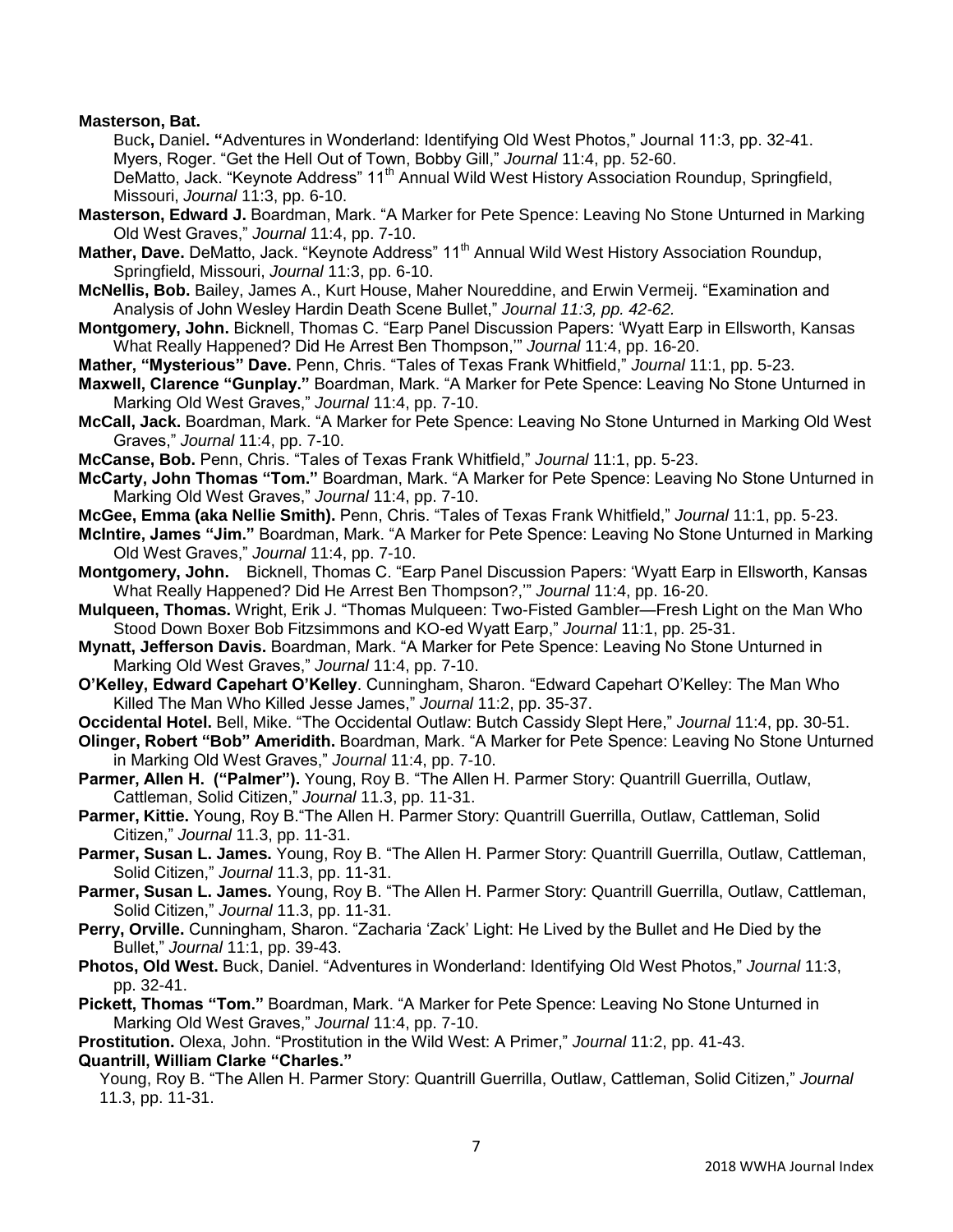**Masterson, Bat.**

Buck**,** Daniel**. "**Adventures in Wonderland: Identifying Old West Photos," Journal 11:3, pp. 32-41.
Myers, Roger. "Get the Hell Out of Town, Bobby Gill," *Journal* 11:4, pp. 52-60.
DeMatto, Jack. "Keynote Address" 11th Annual Wild West History Association Roundup, Springfield, Missouri, *Journal* 11:3, pp. 6-10.

**Masterson, Edward J.** Boardman, Mark. "A Marker for Pete Spence: Leaving No Stone Unturned in Marking Old West Graves," *Journal* 11:4, pp. 7-10.

**Mather, Dave.** DeMatto, Jack. "Keynote Address" 11th Annual Wild West History Association Roundup, Springfield, Missouri, *Journal* 11:3, pp. 6-10.

**McNellis, Bob.** Bailey, James A., Kurt House, Maher Noureddine, and Erwin Vermeij. "Examination and Analysis of John Wesley Hardin Death Scene Bullet," *Journal 11:3, pp. 42-62.*

**Montgomery, John.** Bicknell, Thomas C. "Earp Panel Discussion Papers: 'Wyatt Earp in Ellsworth, Kansas What Really Happened? Did He Arrest Ben Thompson,'" *Journal* 11:4, pp. 16-20.

**Mather, "Mysterious" Dave.** Penn, Chris. "Tales of Texas Frank Whitfield," *Journal* 11:1, pp. 5-23.

**Maxwell, Clarence "Gunplay."** Boardman, Mark. "A Marker for Pete Spence: Leaving No Stone Unturned in Marking Old West Graves," *Journal* 11:4, pp. 7-10.

**McCall, Jack.** Boardman, Mark. "A Marker for Pete Spence: Leaving No Stone Unturned in Marking Old West Graves," *Journal* 11:4, pp. 7-10.

**McCanse, Bob.** Penn, Chris. "Tales of Texas Frank Whitfield," *Journal* 11:1, pp. 5-23.

**McCarty, John Thomas "Tom."** Boardman, Mark. "A Marker for Pete Spence: Leaving No Stone Unturned in Marking Old West Graves," *Journal* 11:4, pp. 7-10.

**McGee, Emma (aka Nellie Smith).** Penn, Chris. "Tales of Texas Frank Whitfield," *Journal* 11:1, pp. 5-23.

**McIntire, James "Jim."** Boardman, Mark. "A Marker for Pete Spence: Leaving No Stone Unturned in Marking Old West Graves," *Journal* 11:4, pp. 7-10.

**Montgomery, John.** Bicknell, Thomas C. "Earp Panel Discussion Papers: 'Wyatt Earp in Ellsworth, Kansas What Really Happened? Did He Arrest Ben Thompson?,'" *Journal* 11:4, pp. 16-20.

**Mulqueen, Thomas.** Wright, Erik J. "Thomas Mulqueen: Two-Fisted Gambler—Fresh Light on the Man Who Stood Down Boxer Bob Fitzsimmons and KO-ed Wyatt Earp," *Journal* 11:1, pp. 25-31.

**Mynatt, Jefferson Davis.** Boardman, Mark. "A Marker for Pete Spence: Leaving No Stone Unturned in Marking Old West Graves," *Journal* 11:4, pp. 7-10.

**O'Kelley, Edward Capehart O'Kelley**. Cunningham, Sharon. "Edward Capehart O'Kelley: The Man Who Killed The Man Who Killed Jesse James," *Journal* 11:2, pp. 35-37.

**Occidental Hotel.** Bell, Mike. "The Occidental Outlaw: Butch Cassidy Slept Here," *Journal* 11:4, pp. 30-51.

**Olinger, Robert "Bob" Ameridith.** Boardman, Mark. "A Marker for Pete Spence: Leaving No Stone Unturned in Marking Old West Graves," *Journal* 11:4, pp. 7-10.

**Parmer, Allen H. ("Palmer").** Young, Roy B. "The Allen H. Parmer Story: Quantrill Guerrilla, Outlaw, Cattleman, Solid Citizen," *Journal* 11.3, pp. 11-31.

**Parmer, Kittie.** Young, Roy B."The Allen H. Parmer Story: Quantrill Guerrilla, Outlaw, Cattleman, Solid Citizen," *Journal* 11.3, pp. 11-31.

**Parmer, Susan L. James.** Young, Roy B. "The Allen H. Parmer Story: Quantrill Guerrilla, Outlaw, Cattleman, Solid Citizen," *Journal* 11.3, pp. 11-31.

**Parmer, Susan L. James.** Young, Roy B. "The Allen H. Parmer Story: Quantrill Guerrilla, Outlaw, Cattleman, Solid Citizen," *Journal* 11.3, pp. 11-31.

**Perry, Orville.** Cunningham, Sharon. "Zacharia 'Zack' Light: He Lived by the Bullet and He Died by the Bullet," *Journal* 11:1, pp. 39-43.

**Photos, Old West.** Buck, Daniel. "Adventures in Wonderland: Identifying Old West Photos," *Journal* 11:3, pp. 32-41.

**Pickett, Thomas "Tom."** Boardman, Mark. "A Marker for Pete Spence: Leaving No Stone Unturned in Marking Old West Graves," *Journal* 11:4, pp. 7-10.

**Prostitution.** Olexa, John. "Prostitution in the Wild West: A Primer," *Journal* 11:2, pp. 41-43.

**Quantrill, William Clarke "Charles."**

Young, Roy B. "The Allen H. Parmer Story: Quantrill Guerrilla, Outlaw, Cattleman, Solid Citizen," *Journal* 11.3, pp. 11-31.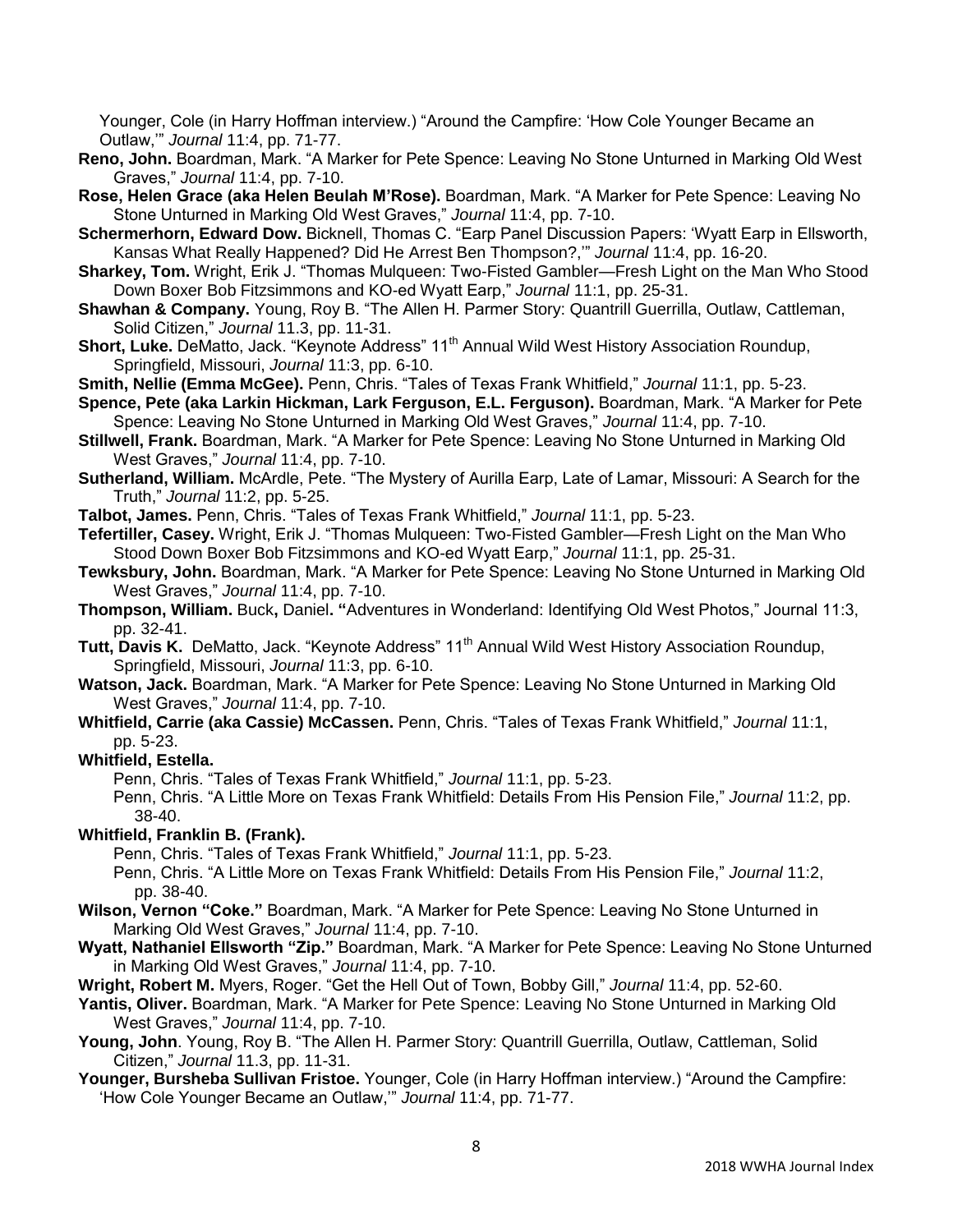Younger, Cole (in Harry Hoffman interview.) "Around the Campfire: 'How Cole Younger Became an Outlaw,'" *Journal* 11:4, pp. 71-77.

**Reno, John.** Boardman, Mark. "A Marker for Pete Spence: Leaving No Stone Unturned in Marking Old West Graves," *Journal* 11:4, pp. 7-10.

**Rose, Helen Grace (aka Helen Beulah M'Rose).** Boardman, Mark. "A Marker for Pete Spence: Leaving No Stone Unturned in Marking Old West Graves," *Journal* 11:4, pp. 7-10.

**Schermerhorn, Edward Dow.** Bicknell, Thomas C. "Earp Panel Discussion Papers: 'Wyatt Earp in Ellsworth, Kansas What Really Happened? Did He Arrest Ben Thompson?,'" *Journal* 11:4, pp. 16-20.

**Sharkey, Tom.** Wright, Erik J. "Thomas Mulqueen: Two-Fisted Gambler—Fresh Light on the Man Who Stood Down Boxer Bob Fitzsimmons and KO-ed Wyatt Earp," *Journal* 11:1, pp. 25-31.

**Shawhan & Company.** Young, Roy B. "The Allen H. Parmer Story: Quantrill Guerrilla, Outlaw, Cattleman, Solid Citizen," *Journal* 11.3, pp. 11-31.

**Short, Luke.** DeMatto, Jack. "Keynote Address" 11th Annual Wild West History Association Roundup, Springfield, Missouri, *Journal* 11:3, pp. 6-10.

**Smith, Nellie (Emma McGee).** Penn, Chris. "Tales of Texas Frank Whitfield," *Journal* 11:1, pp. 5-23.

**Spence, Pete (aka Larkin Hickman, Lark Ferguson, E.L. Ferguson).** Boardman, Mark. "A Marker for Pete Spence: Leaving No Stone Unturned in Marking Old West Graves," *Journal* 11:4, pp. 7-10.

**Stillwell, Frank.** Boardman, Mark. "A Marker for Pete Spence: Leaving No Stone Unturned in Marking Old West Graves," *Journal* 11:4, pp. 7-10.

**Sutherland, William.** McArdle, Pete. "The Mystery of Aurilla Earp, Late of Lamar, Missouri: A Search for the Truth," *Journal* 11:2, pp. 5-25.

**Talbot, James.** Penn, Chris. "Tales of Texas Frank Whitfield," *Journal* 11:1, pp. 5-23.

**Tefertiller, Casey.** Wright, Erik J. "Thomas Mulqueen: Two-Fisted Gambler—Fresh Light on the Man Who Stood Down Boxer Bob Fitzsimmons and KO-ed Wyatt Earp," *Journal* 11:1, pp. 25-31.

**Tewksbury, John.** Boardman, Mark. "A Marker for Pete Spence: Leaving No Stone Unturned in Marking Old West Graves," *Journal* 11:4, pp. 7-10.

**Thompson, William.** Buck**,** Daniel**. "**Adventures in Wonderland: Identifying Old West Photos," Journal 11:3, pp. 32-41.

**Tutt, Davis K.** DeMatto, Jack. "Keynote Address" 11th Annual Wild West History Association Roundup, Springfield, Missouri, *Journal* 11:3, pp. 6-10.

**Watson, Jack.** Boardman, Mark. "A Marker for Pete Spence: Leaving No Stone Unturned in Marking Old West Graves," *Journal* 11:4, pp. 7-10.

**Whitfield, Carrie (aka Cassie) McCassen.** Penn, Chris. "Tales of Texas Frank Whitfield," *Journal* 11:1, pp. 5-23.

**Whitfield, Estella.**

Penn, Chris. "Tales of Texas Frank Whitfield," *Journal* 11:1, pp. 5-23.

Penn, Chris. "A Little More on Texas Frank Whitfield: Details From His Pension File," *Journal* 11:2, pp. 38-40.

**Whitfield, Franklin B. (Frank).**

Penn, Chris. "Tales of Texas Frank Whitfield," *Journal* 11:1, pp. 5-23.

Penn, Chris. "A Little More on Texas Frank Whitfield: Details From His Pension File," *Journal* 11:2, pp. 38-40.

**Wilson, Vernon "Coke."** Boardman, Mark. "A Marker for Pete Spence: Leaving No Stone Unturned in Marking Old West Graves," *Journal* 11:4, pp. 7-10.

**Wyatt, Nathaniel Ellsworth "Zip."** Boardman, Mark. "A Marker for Pete Spence: Leaving No Stone Unturned in Marking Old West Graves," *Journal* 11:4, pp. 7-10.

**Wright, Robert M.** Myers, Roger. "Get the Hell Out of Town, Bobby Gill," *Journal* 11:4, pp. 52-60.

**Yantis, Oliver.** Boardman, Mark. "A Marker for Pete Spence: Leaving No Stone Unturned in Marking Old West Graves," *Journal* 11:4, pp. 7-10.

**Young, John**. Young, Roy B. "The Allen H. Parmer Story: Quantrill Guerrilla, Outlaw, Cattleman, Solid Citizen," *Journal* 11.3, pp. 11-31.

**Younger, Bursheba Sullivan Fristoe.** Younger, Cole (in Harry Hoffman interview.) "Around the Campfire: 'How Cole Younger Became an Outlaw,'" *Journal* 11:4, pp. 71-77.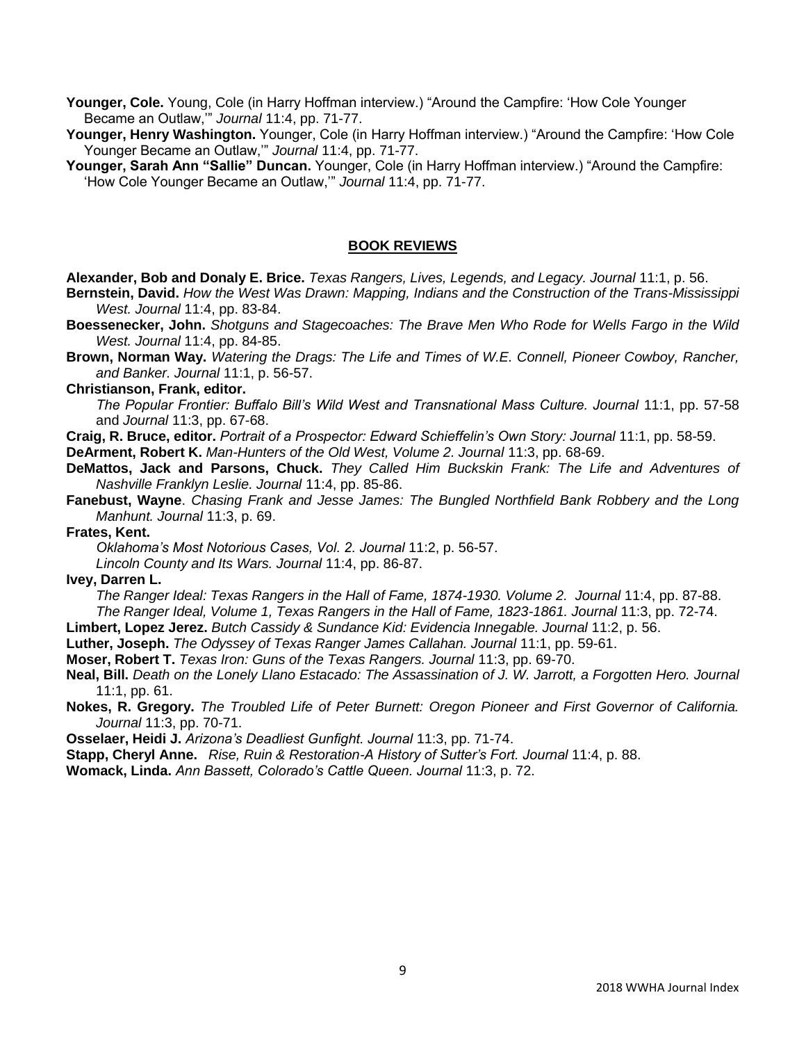**Younger, Cole.** Young, Cole (in Harry Hoffman interview.) "Around the Campfire: 'How Cole Younger Became an Outlaw,'" *Journal* 11:4, pp. 71-77.

**Younger, Henry Washington.** Younger, Cole (in Harry Hoffman interview.) "Around the Campfire: 'How Cole Younger Became an Outlaw,'" *Journal* 11:4, pp. 71-77.

**Younger, Sarah Ann "Sallie" Duncan.** Younger, Cole (in Harry Hoffman interview.) "Around the Campfire: 'How Cole Younger Became an Outlaw,'" *Journal* 11:4, pp. 71-77.

## BOOK REVIEWS

**Alexander, Bob and Donaly E. Brice.** *Texas Rangers, Lives, Legends, and Legacy. Journal* 11:1, p. 56.

**Bernstein, David.** *How the West Was Drawn: Mapping, Indians and the Construction of the Trans-Mississippi West. Journal* 11:4, pp. 83-84.

**Boessenecker, John.** *Shotguns and Stagecoaches: The Brave Men Who Rode for Wells Fargo in the Wild West. Journal* 11:4, pp. 84-85.

**Brown, Norman Way.** *Watering the Drags: The Life and Times of W.E. Connell, Pioneer Cowboy, Rancher, and Banker. Journal* 11:1, p. 56-57.

**Christianson, Frank, editor.**

*The Popular Frontier: Buffalo Bill's Wild West and Transnational Mass Culture. Journal* 11:1, pp. 57-58 and *Journal* 11:3, pp. 67-68.

**Craig, R. Bruce, editor.** *Portrait of a Prospector: Edward Schieffelin's Own Story: Journal* 11:1, pp. 58-59.

**DeArment, Robert K.** *Man-Hunters of the Old West, Volume 2. Journal* 11:3, pp. 68-69.

**DeMattos, Jack and Parsons, Chuck.** *They Called Him Buckskin Frank: The Life and Adventures of Nashville Franklyn Leslie. Journal* 11:4, pp. 85-86.

**Fanebust, Wayne**. *Chasing Frank and Jesse James: The Bungled Northfield Bank Robbery and the Long Manhunt. Journal* 11:3, p. 69.

**Frates, Kent.**

*Oklahoma's Most Notorious Cases, Vol. 2. Journal* 11:2, p. 56-57.

*Lincoln County and Its Wars. Journal* 11:4, pp. 86-87.

**Ivey, Darren L.**

*The Ranger Ideal: Texas Rangers in the Hall of Fame, 1874-1930. Volume 2. Journal* 11:4, pp. 87-88.

*The Ranger Ideal, Volume 1, Texas Rangers in the Hall of Fame, 1823-1861. Journal* 11:3, pp. 72-74.

**Limbert, Lopez Jerez.** *Butch Cassidy & Sundance Kid: Evidencia Innegable. Journal* 11:2, p. 56.

**Luther, Joseph.** *The Odyssey of Texas Ranger James Callahan. Journal* 11:1, pp. 59-61.

**Moser, Robert T.** *Texas Iron: Guns of the Texas Rangers. Journal* 11:3, pp. 69-70.

**Neal, Bill.** *Death on the Lonely Llano Estacado: The Assassination of J. W. Jarrott, a Forgotten Hero. Journal* 11:1, pp. 61.

**Nokes, R. Gregory.** *The Troubled Life of Peter Burnett: Oregon Pioneer and First Governor of California. Journal* 11:3, pp. 70-71.

**Osselaer, Heidi J.** *Arizona's Deadliest Gunfight. Journal* 11:3, pp. 71-74.

**Stapp, Cheryl Anne.** *Rise, Ruin & Restoration-A History of Sutter's Fort. Journal* 11:4, p. 88.

**Womack, Linda.** *Ann Bassett, Colorado's Cattle Queen. Journal* 11:3, p. 72.